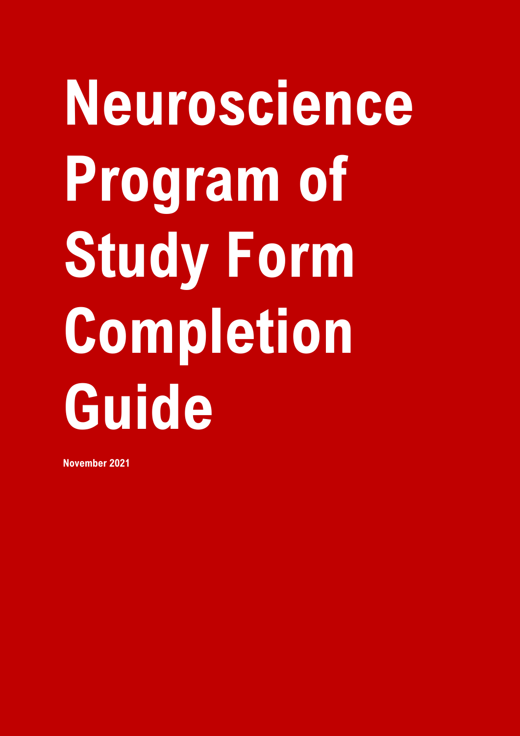# Neuroscience Program of Study Form Completion Guide

**November 2021**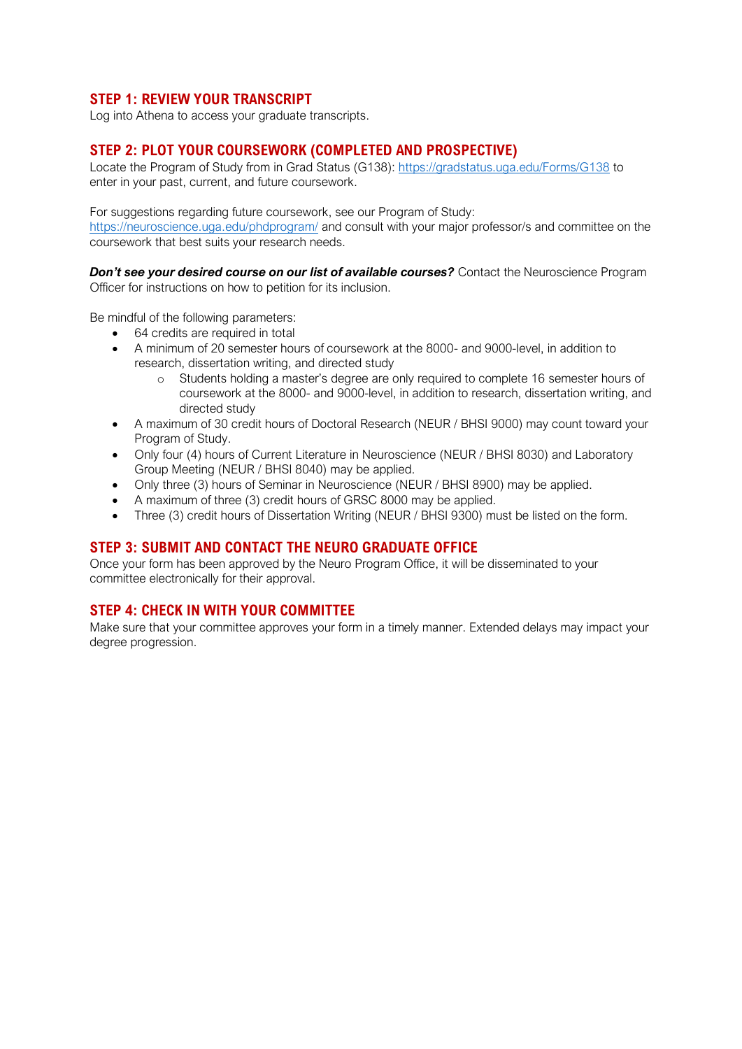## STEP 1: REVIEW YOUR TRANSCRIPT

Log into Athena to access your graduate transcripts.

## STEP 2: PLOT YOUR COURSEWORK (COMPLETED AND PROSPECTIVE)

Locate the Program of Study from in Grad Status (G138): https://gradstatus.uga.edu/Forms/G138 to enter in your past, current, and future coursework.

For suggestions regarding future coursework, see our Program of Study: https://neuroscience.uga.edu/phdprogram/ and consult with your major professor/s and committee on the coursework that best suits your research needs.

***Don't see your desired course on our list of available courses?*** Contact the Neuroscience Program Officer for instructions on how to petition for its inclusion.

Be mindful of the following parameters:

- 64 credits are required in total
- A minimum of 20 semester hours of coursework at the 8000- and 9000-level, in addition to research, dissertation writing, and directed study
  - Students holding a master's degree are only required to complete 16 semester hours of coursework at the 8000- and 9000-level, in addition to research, dissertation writing, and directed study
- A maximum of 30 credit hours of Doctoral Research (NEUR / BHSI 9000) may count toward your Program of Study.
- Only four (4) hours of Current Literature in Neuroscience (NEUR / BHSI 8030) and Laboratory Group Meeting (NEUR / BHSI 8040) may be applied.
- Only three (3) hours of Seminar in Neuroscience (NEUR / BHSI 8900) may be applied.
- A maximum of three (3) credit hours of GRSC 8000 may be applied.
- Three (3) credit hours of Dissertation Writing (NEUR / BHSI 9300) must be listed on the form.

## STEP 3: SUBMIT AND CONTACT THE NEURO GRADUATE OFFICE

Once your form has been approved by the Neuro Program Office, it will be disseminated to your committee electronically for their approval.

## STEP 4: CHECK IN WITH YOUR COMMITTEE

Make sure that your committee approves your form in a timely manner. Extended delays may impact your degree progression.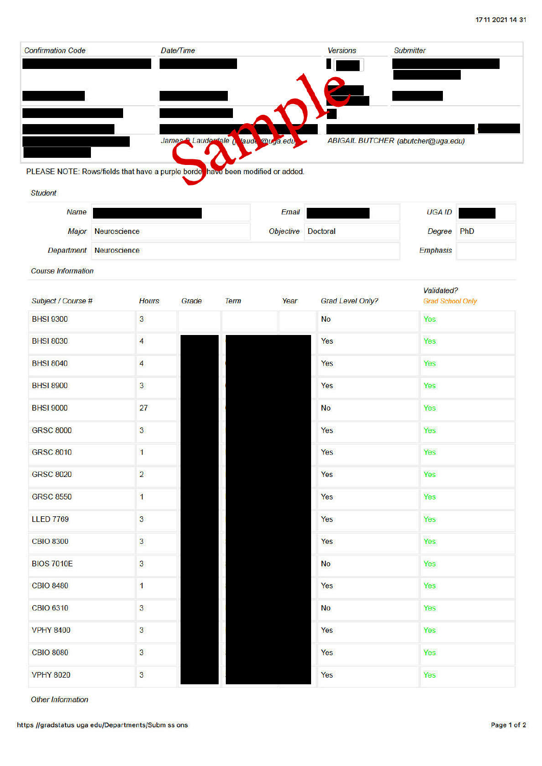| Confirmation Code | Date/Time | Versions | Submitter |
|---|---|---|---|
| | | | |
| | James B Lauderdale (jlaude@uga.edu) | ABIGAIL BUTCHER (abutcher@uga.edu) | |

Sample

PLEASE NOTE: Rows/fields that have a purple border have been modified or added.

*Student*

| | | | | | |
|---|---|---|---|---|---|
| *Name* | | *Email* | | *UGA ID* | |
| *Major* | Neuroscience | *Objective* | Doctoral | *Degree* | PhD |
| *Department* | Neuroscience | | | *Emphasis* | |

*Course Information*

| Subject / Course # | Hours | Grade | Term | Year | Grad Level Only? | Validated? Grad School Only |
|---|---|---|---|---|---|---|
| BHSI 9300 | 3 | | | | No | Yes |
| BHSI 8030 | 4 | | | | Yes | Yes |
| BHSI 8040 | 4 | | | | Yes | Yes |
| BHSI 8900 | 3 | | | | Yes | Yes |
| BHSI 9000 | 27 | | | | No | Yes |
| GRSC 8000 | 3 | | | | Yes | Yes |
| GRSC 8010 | 1 | | | | Yes | Yes |
| GRSC 8020 | 2 | | | | Yes | Yes |
| GRSC 8550 | 1 | | | | Yes | Yes |
| LLED 7769 | 3 | | | | Yes | Yes |
| CBIO 8300 | 3 | | | | Yes | Yes |
| BIOS 7010E | 3 | | | | No | Yes |
| CBIO 8480 | 1 | | | | Yes | Yes |
| CBIO 6310 | 3 | | | | No | Yes |
| VPHY 8400 | 3 | | | | Yes | Yes |
| CBIO 8080 | 3 | | | | Yes | Yes |
| VPHY 8020 | 3 | | | | Yes | Yes |

*Other Information*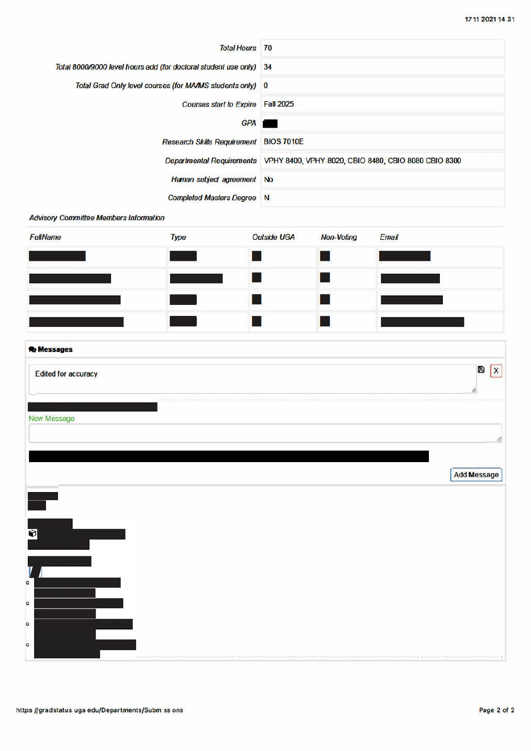| | |
|---|---|
| Total Hours | 70 |
| Total 8000/9000 level hours add (for doctoral student use only) | 34 |
| Total Grad Only level courses (for MA/MS students only) | 0 |
| Courses start to Expire | Fall 2025 |
| GPA | |
| Research Skills Requirement | BIOS 7010E |
| Departmental Requirements | VPHY 8400, VPHY 8020, CBIO 8480, CBIO 8080 CBIO 8300 |
| Human subject agreement | No |
| Completed Masters Degree | N |

*Advisory Committee Members Information*

| FullName | Type | Outside UGA | Non-Voting | Email |
|---|---|---|---|---|
| | | | | |
| | | | | |
| | | | | |
| | | | | |

**Messages**

Edited for accuracy

New Message

Add Message